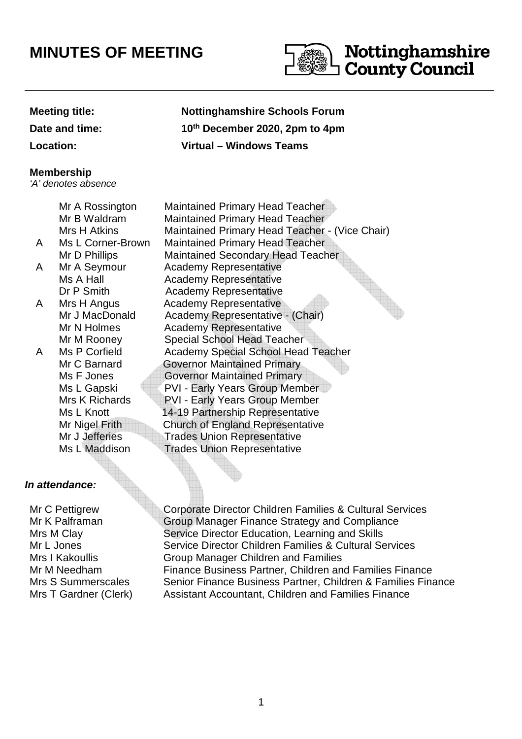# MINUTES OF MEETING

Nottinghamshire County Council

| | |
|---|---|
| **Meeting title:** | **Nottinghamshire Schools Forum** |
| **Date and time:** | **10th December 2020, 2pm to 4pm** |
| **Location:** | **Virtual – Windows Teams** |

**Membership**

*'A' denotes absence*

| | | |
|---|---|---|
| | Mr A Rossington | Maintained Primary Head Teacher |
| | Mr B Waldram | Maintained Primary Head Teacher |
| | Mrs H Atkins | Maintained Primary Head Teacher - (Vice Chair) |
| A | Ms L Corner-Brown | Maintained Primary Head Teacher |
| | Mr D Phillips | Maintained Secondary Head Teacher |
| A | Mr A Seymour | Academy Representative |
| | Ms A Hall | Academy Representative |
| | Dr P Smith | Academy Representative |
| A | Mrs H Angus | Academy Representative |
| | Mr J MacDonald | Academy Representative - (Chair) |
| | Mr N Holmes | Academy Representative |
| | Mr M Rooney | Special School Head Teacher |
| A | Ms P Corfield | Academy Special School Head Teacher |
| | Mr C Barnard | Governor Maintained Primary |
| | Ms F Jones | Governor Maintained Primary |
| | Ms L Gapski | PVI - Early Years Group Member |
| | Mrs K Richards | PVI - Early Years Group Member |
| | Ms L Knott | 14-19 Partnership Representative |
| | Mr Nigel Frith | Church of England Representative |
| | Mr J Jefferies | Trades Union Representative |
| | Ms L Maddison | Trades Union Representative |

***In attendance:***

| | |
|---|---|
| Mr C Pettigrew | Corporate Director Children Families & Cultural Services |
| Mr K Palframan | Group Manager Finance Strategy and Compliance |
| Mrs M Clay | Service Director Education, Learning and Skills |
| Mr L Jones | Service Director Children Families & Cultural Services |
| Mrs I Kakoullis | Group Manager Children and Families |
| Mr M Needham | Finance Business Partner, Children and Families Finance |
| Mrs S Summerscales | Senior Finance Business Partner, Children & Families Finance |
| Mrs T Gardner (Clerk) | Assistant Accountant, Children and Families Finance |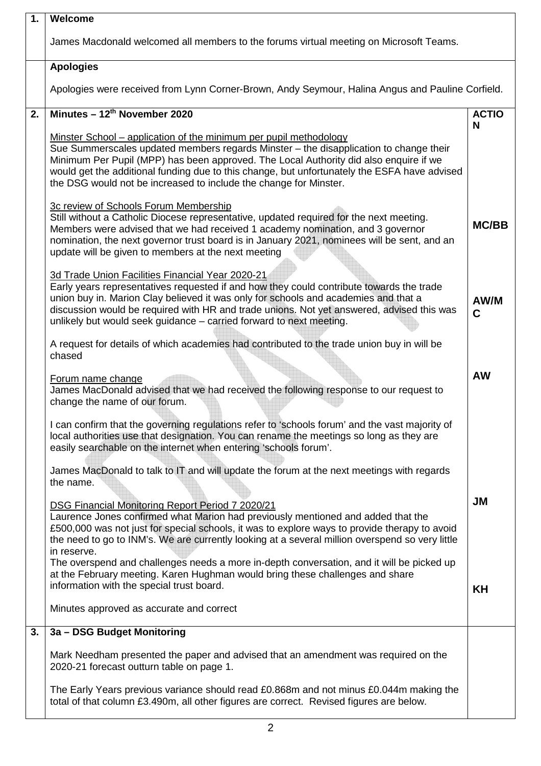| | | |
|---|---|---|
| **1.** | **Welcome**<br><br>James Macdonald welcomed all members to the forums virtual meeting on Microsoft Teams. | |
| | **Apologies**<br><br>Apologies were received from Lynn Corner-Brown, Andy Seymour, Halina Angus and Pauline Corfield. | |
| **2.** | **Minutes – 12th November 2020** | **ACTION** |
| | Minster School – application of the minimum per pupil methodology<br>Sue Summerscales updated members regards Minster – the disapplication to change their Minimum Per Pupil (MPP) has been approved. The Local Authority did also enquire if we would get the additional funding due to this change, but unfortunately the ESFA have advised the DSG would not be increased to include the change for Minster. | |
| | 3c review of Schools Forum Membership<br>Still without a Catholic Diocese representative, updated required for the next meeting. Members were advised that we had received 1 academy nomination, and 3 governor nomination, the next governor trust board is in January 2021, nominees will be sent, and an update will be given to members at the next meeting | **MC/BB** |
| | 3d Trade Union Facilities Financial Year 2020-21<br>Early years representatives requested if and how they could contribute towards the trade union buy in. Marion Clay believed it was only for schools and academies and that a discussion would be required with HR and trade unions. Not yet answered, advised this was unlikely but would seek guidance – carried forward to next meeting. | **AW/MC** |
| | A request for details of which academies had contributed to the trade union buy in will be chased | **AW** |
| | Forum name change<br>James MacDonald advised that we had received the following response to our request to change the name of our forum.<br><br>I can confirm that the governing regulations refer to 'schools forum' and the vast majority of local authorities use that designation. You can rename the meetings so long as they are easily searchable on the internet when entering 'schools forum'.<br><br>James MacDonald to talk to IT and will update the forum at the next meetings with regards the name. | **JM** |
| | DSG Financial Monitoring Report Period 7 2020/21<br>Laurence Jones confirmed what Marion had previously mentioned and added that the £500,000 was not just for special schools, it was to explore ways to provide therapy to avoid the need to go to INM's. We are currently looking at a several million overspend so very little in reserve.<br>The overspend and challenges needs a more in-depth conversation, and it will be picked up at the February meeting. Karen Hughman would bring these challenges and share information with the special trust board. | **KH** |
| | Minutes approved as accurate and correct | |
| **3.** | **3a – DSG Budget Monitoring**<br><br>Mark Needham presented the paper and advised that an amendment was required on the 2020-21 forecast outturn table on page 1.<br><br>The Early Years previous variance should read £0.868m and not minus £0.044m making the total of that column £3.490m, all other figures are correct. Revised figures are below. | |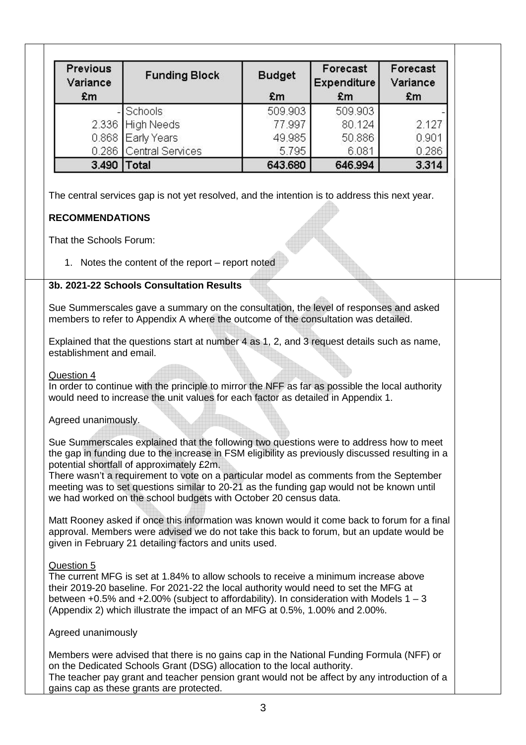| Previous Variance £m | Funding Block | Budget £m | Forecast Expenditure £m | Forecast Variance £m |
|---|---|---|---|---|
| - | Schools | 509.903 | 509.903 | - |
| 2.336 | High Needs | 77.997 | 80.124 | 2.127 |
| 0.868 | Early Years | 49.985 | 50.886 | 0.901 |
| 0.286 | Central Services | 5.795 | 6.081 | 0.286 |
| **3.490** | **Total** | **643.680** | **646.994** | **3.314** |

The central services gap is not yet resolved, and the intention is to address this next year.

**RECOMMENDATIONS**

That the Schools Forum:

1. Notes the content of the report – report noted

**3b. 2021-22 Schools Consultation Results**

Sue Summerscales gave a summary on the consultation, the level of responses and asked members to refer to Appendix A where the outcome of the consultation was detailed.

Explained that the questions start at number 4 as 1, 2, and 3 request details such as name, establishment and email.

Question 4
In order to continue with the principle to mirror the NFF as far as possible the local authority would need to increase the unit values for each factor as detailed in Appendix 1.

Agreed unanimously.

Sue Summerscales explained that the following two questions were to address how to meet the gap in funding due to the increase in FSM eligibility as previously discussed resulting in a potential shortfall of approximately £2m.
There wasn't a requirement to vote on a particular model as comments from the September meeting was to set questions similar to 20-21 as the funding gap would not be known until we had worked on the school budgets with October 20 census data.

Matt Rooney asked if once this information was known would it come back to forum for a final approval. Members were advised we do not take this back to forum, but an update would be given in February 21 detailing factors and units used.

Question 5
The current MFG is set at 1.84% to allow schools to receive a minimum increase above their 2019-20 baseline. For 2021-22 the local authority would need to set the MFG at between +0.5% and +2.00% (subject to affordability). In consideration with Models 1 – 3 (Appendix 2) which illustrate the impact of an MFG at 0.5%, 1.00% and 2.00%.

Agreed unanimously

Members were advised that there is no gains cap in the National Funding Formula (NFF) or on the Dedicated Schools Grant (DSG) allocation to the local authority.
The teacher pay grant and teacher pension grant would not be affect by any introduction of a gains cap as these grants are protected.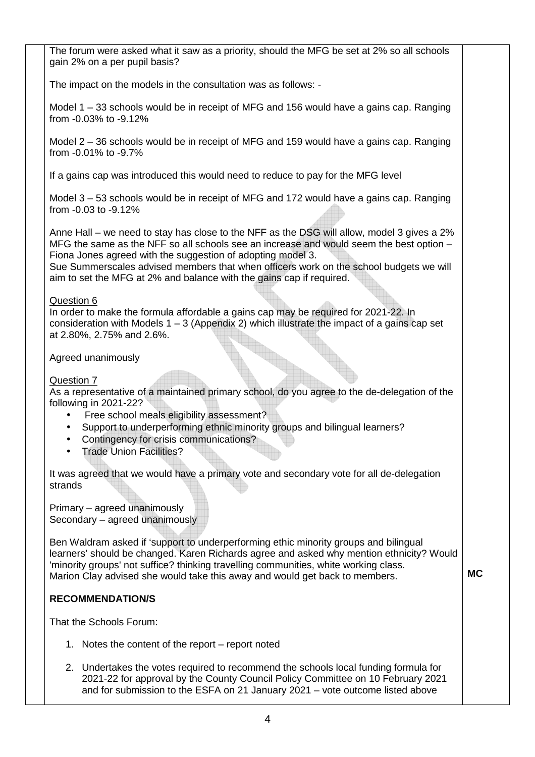The forum were asked what it saw as a priority, should the MFG be set at 2% so all schools gain 2% on a per pupil basis?

The impact on the models in the consultation was as follows: -

Model 1 – 33 schools would be in receipt of MFG and 156 would have a gains cap. Ranging from -0.03% to -9.12%

Model 2 – 36 schools would be in receipt of MFG and 159 would have a gains cap. Ranging from -0.01% to -9.7%

If a gains cap was introduced this would need to reduce to pay for the MFG level

Model 3 – 53 schools would be in receipt of MFG and 172 would have a gains cap. Ranging from -0.03 to -9.12%

Anne Hall – we need to stay has close to the NFF as the DSG will allow, model 3 gives a 2% MFG the same as the NFF so all schools see an increase and would seem the best option – Fiona Jones agreed with the suggestion of adopting model 3.
Sue Summerscales advised members that when officers work on the school budgets we will aim to set the MFG at 2% and balance with the gains cap if required.

Question 6
In order to make the formula affordable a gains cap may be required for 2021-22. In consideration with Models 1 – 3 (Appendix 2) which illustrate the impact of a gains cap set at 2.80%, 2.75% and 2.6%.

Agreed unanimously

Question 7
As a representative of a maintained primary school, do you agree to the de-delegation of the following in 2021-22?

- Free school meals eligibility assessment?
- Support to underperforming ethnic minority groups and bilingual learners?
- Contingency for crisis communications?
- Trade Union Facilities?

It was agreed that we would have a primary vote and secondary vote for all de-delegation strands

Primary – agreed unanimously
Secondary – agreed unanimously

Ben Waldram asked if 'support to underperforming ethic minority groups and bilingual learners' should be changed. Karen Richards agree and asked why mention ethnicity? Would 'minority groups' not suffice? thinking travelling communities, white working class.
Marion Clay advised she would take this away and would get back to members. **MC**

**RECOMMENDATION/S**

That the Schools Forum:

1. Notes the content of the report – report noted

2. Undertakes the votes required to recommend the schools local funding formula for 2021-22 for approval by the County Council Policy Committee on 10 February 2021 and for submission to the ESFA on 21 January 2021 – vote outcome listed above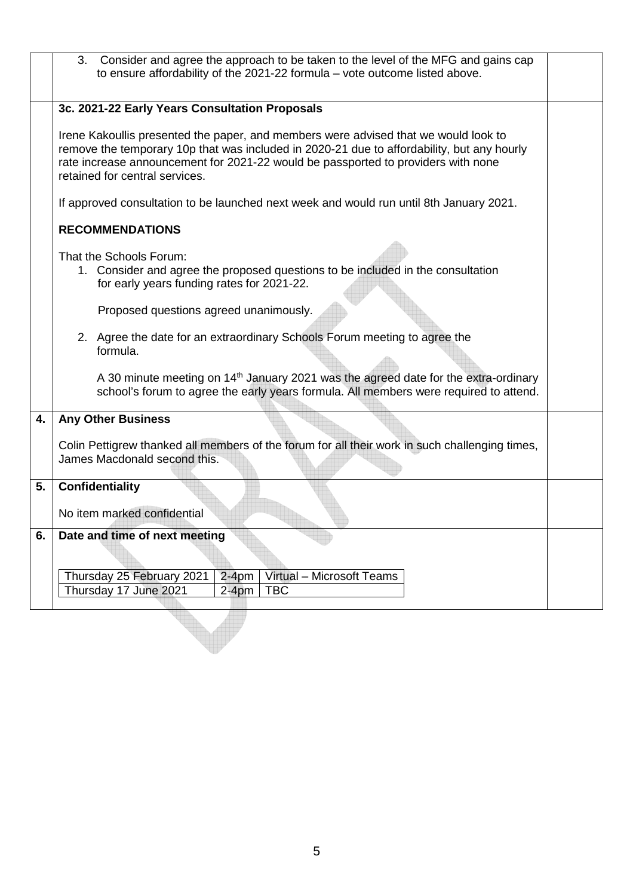| | | |
|---|---|---|
| | 3. Consider and agree the approach to be taken to the level of the MFG and gains cap to ensure affordability of the 2021-22 formula – vote outcome listed above. | |
| | **3c. 2021-22 Early Years Consultation Proposals**<br><br>Irene Kakoullis presented the paper, and members were advised that we would look to remove the temporary 10p that was included in 2020-21 due to affordability, but any hourly rate increase announcement for 2021-22 would be passported to providers with none retained for central services.<br><br>If approved consultation to be launched next week and would run until 8th January 2021.<br><br>**RECOMMENDATIONS**<br><br>That the Schools Forum:<br>1. Consider and agree the proposed questions to be included in the consultation for early years funding rates for 2021-22.<br><br>Proposed questions agreed unanimously.<br><br>2. Agree the date for an extraordinary Schools Forum meeting to agree the formula.<br><br>A 30 minute meeting on 14th January 2021 was the agreed date for the extra-ordinary school's forum to agree the early years formula. All members were required to attend. | |
| **4.** | **Any Other Business**<br><br>Colin Pettigrew thanked all members of the forum for all their work in such challenging times, James Macdonald second this. | |
| **5.** | **Confidentiality**<br><br>No item marked confidential | |
| **6.** | **Date and time of next meeting** | |

| | | |
|---|---|---|
| Thursday 25 February 2021 | 2-4pm | Virtual – Microsoft Teams |
| Thursday 17 June 2021 | 2-4pm | TBC |